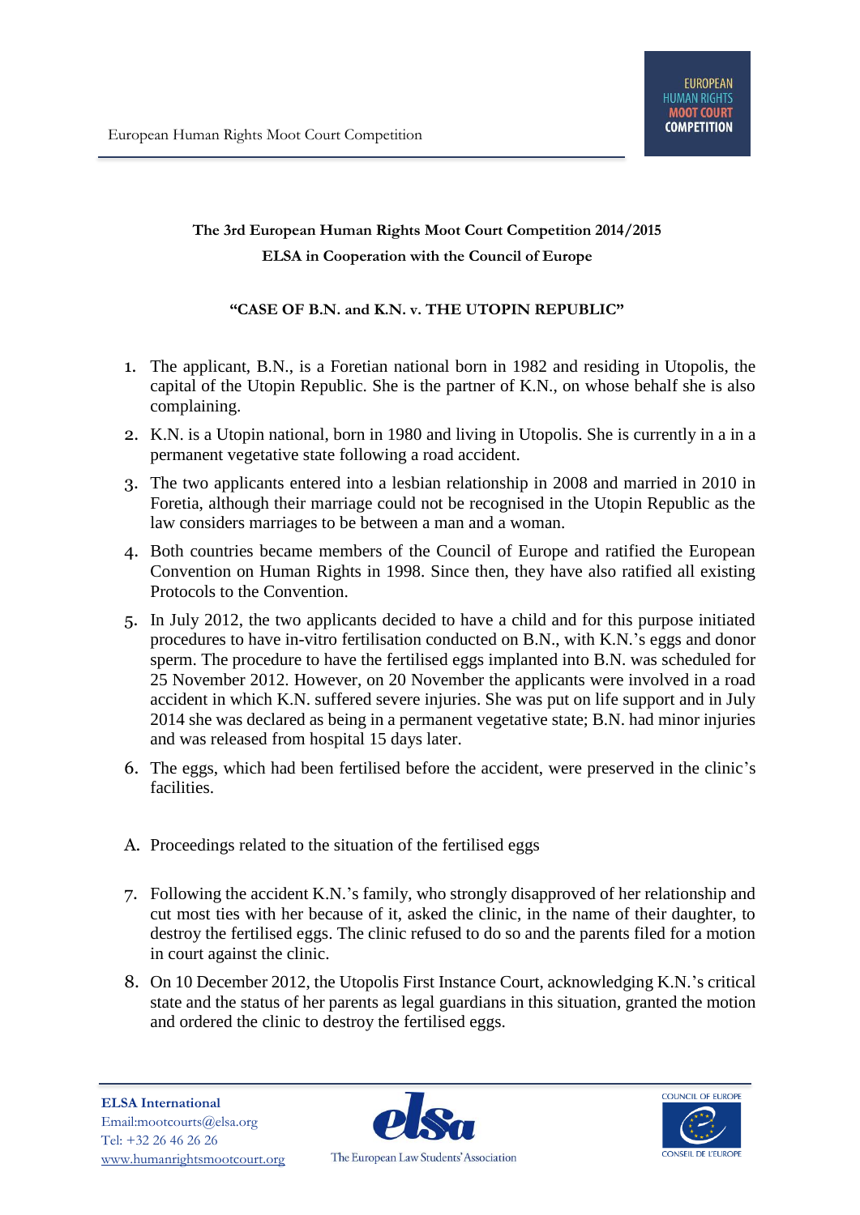**The 3rd European Human Rights Moot Court Competition 2014/2015**

**ELSA in Cooperation with the Council of Europe**

**"CASE OF B.N. and K.N. v. THE UTOPIN REPUBLIC"**

1. The applicant, B.N., is a Foretian national born in 1982 and residing in Utopolis, the capital of the Utopin Republic. She is the partner of K.N., on whose behalf she is also complaining.
2. K.N. is a Utopin national, born in 1980 and living in Utopolis. She is currently in a in a permanent vegetative state following a road accident.
3. The two applicants entered into a lesbian relationship in 2008 and married in 2010 in Foretia, although their marriage could not be recognised in the Utopin Republic as the law considers marriages to be between a man and a woman.
4. Both countries became members of the Council of Europe and ratified the European Convention on Human Rights in 1998. Since then, they have also ratified all existing Protocols to the Convention.
5. In July 2012, the two applicants decided to have a child and for this purpose initiated procedures to have in-vitro fertilisation conducted on B.N., with K.N.'s eggs and donor sperm. The procedure to have the fertilised eggs implanted into B.N. was scheduled for 25 November 2012. However, on 20 November the applicants were involved in a road accident in which K.N. suffered severe injuries. She was put on life support and in July 2014 she was declared as being in a permanent vegetative state; B.N. had minor injuries and was released from hospital 15 days later.
6. The eggs, which had been fertilised before the accident, were preserved in the clinic's facilities.

A. Proceedings related to the situation of the fertilised eggs

7. Following the accident K.N.'s family, who strongly disapproved of her relationship and cut most ties with her because of it, asked the clinic, in the name of their daughter, to destroy the fertilised eggs. The clinic refused to do so and the parents filed for a motion in court against the clinic.
8. On 10 December 2012, the Utopolis First Instance Court, acknowledging K.N.'s critical state and the status of her parents as legal guardians in this situation, granted the motion and ordered the clinic to destroy the fertilised eggs.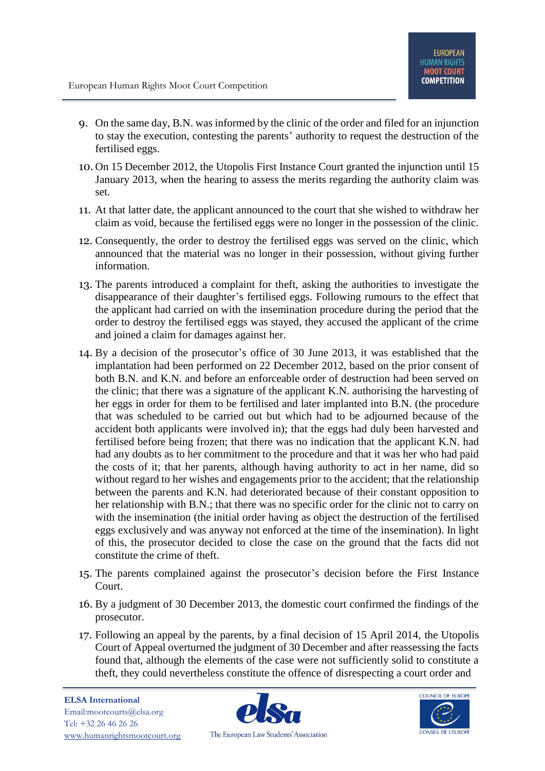9. On the same day, B.N. was informed by the clinic of the order and filed for an injunction to stay the execution, contesting the parents' authority to request the destruction of the fertilised eggs.

10. On 15 December 2012, the Utopolis First Instance Court granted the injunction until 15 January 2013, when the hearing to assess the merits regarding the authority claim was set.

11. At that latter date, the applicant announced to the court that she wished to withdraw her claim as void, because the fertilised eggs were no longer in the possession of the clinic.

12. Consequently, the order to destroy the fertilised eggs was served on the clinic, which announced that the material was no longer in their possession, without giving further information.

13. The parents introduced a complaint for theft, asking the authorities to investigate the disappearance of their daughter's fertilised eggs. Following rumours to the effect that the applicant had carried on with the insemination procedure during the period that the order to destroy the fertilised eggs was stayed, they accused the applicant of the crime and joined a claim for damages against her.

14. By a decision of the prosecutor's office of 30 June 2013, it was established that the implantation had been performed on 22 December 2012, based on the prior consent of both B.N. and K.N. and before an enforceable order of destruction had been served on the clinic; that there was a signature of the applicant K.N. authorising the harvesting of her eggs in order for them to be fertilised and later implanted into B.N. (the procedure that was scheduled to be carried out but which had to be adjourned because of the accident both applicants were involved in); that the eggs had duly been harvested and fertilised before being frozen; that there was no indication that the applicant K.N. had had any doubts as to her commitment to the procedure and that it was her who had paid the costs of it; that her parents, although having authority to act in her name, did so without regard to her wishes and engagements prior to the accident; that the relationship between the parents and K.N. had deteriorated because of their constant opposition to her relationship with B.N.; that there was no specific order for the clinic not to carry on with the insemination (the initial order having as object the destruction of the fertilised eggs exclusively and was anyway not enforced at the time of the insemination). In light of this, the prosecutor decided to close the case on the ground that the facts did not constitute the crime of theft.

15. The parents complained against the prosecutor's decision before the First Instance Court.

16. By a judgment of 30 December 2013, the domestic court confirmed the findings of the prosecutor.

17. Following an appeal by the parents, by a final decision of 15 April 2014, the Utopolis Court of Appeal overturned the judgment of 30 December and after reassessing the facts found that, although the elements of the case were not sufficiently solid to constitute a theft, they could nevertheless constitute the offence of disrespecting a court order and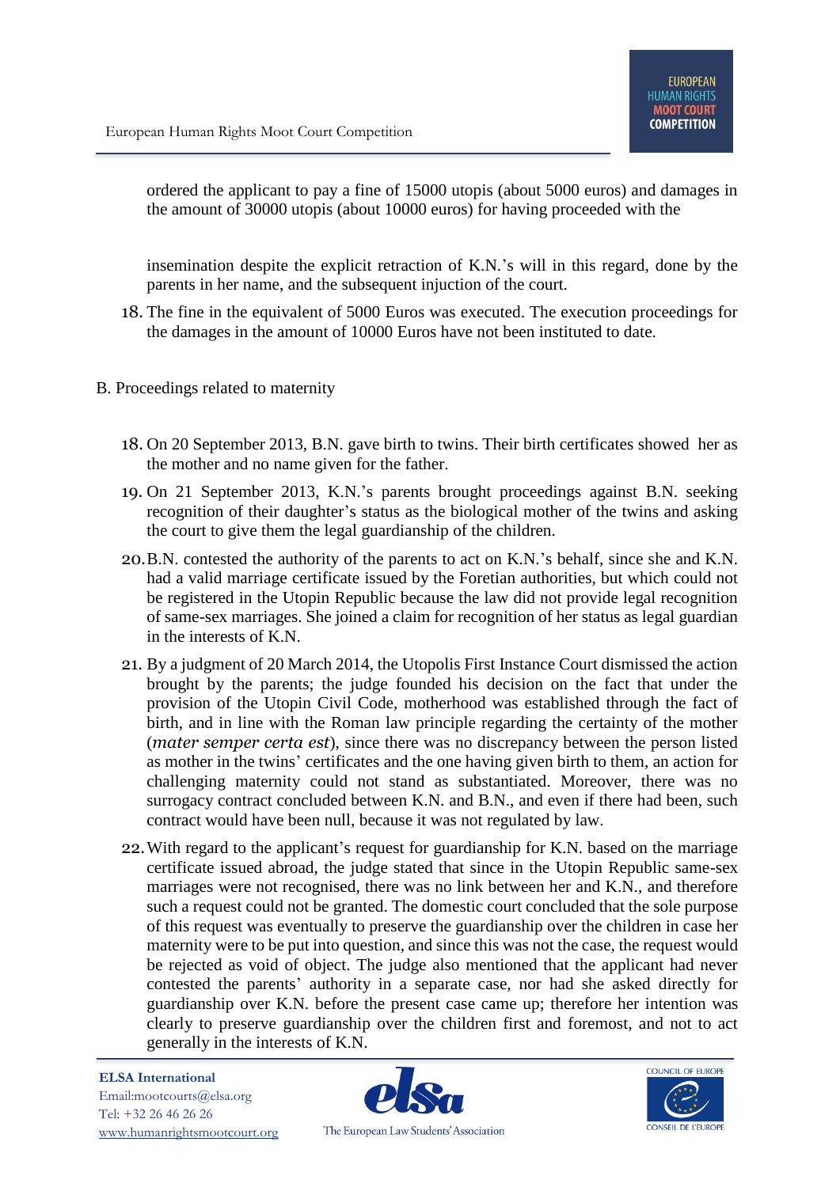ordered the applicant to pay a fine of 15000 utopis (about 5000 euros) and damages in the amount of 30000 utopis (about 10000 euros) for having proceeded with the insemination despite the explicit retraction of K.N.'s will in this regard, done by the parents in her name, and the subsequent injuction of the court.

18. The fine in the equivalent of 5000 Euros was executed. The execution proceedings for the damages in the amount of 10000 Euros have not been instituted to date.

B. Proceedings related to maternity

18. On 20 September 2013, B.N. gave birth to twins. Their birth certificates showed her as the mother and no name given for the father.

19. On 21 September 2013, K.N.'s parents brought proceedings against B.N. seeking recognition of their daughter's status as the biological mother of the twins and asking the court to give them the legal guardianship of the children.

20. B.N. contested the authority of the parents to act on K.N.'s behalf, since she and K.N. had a valid marriage certificate issued by the Foretian authorities, but which could not be registered in the Utopin Republic because the law did not provide legal recognition of same-sex marriages. She joined a claim for recognition of her status as legal guardian in the interests of K.N.

21. By a judgment of 20 March 2014, the Utopolis First Instance Court dismissed the action brought by the parents; the judge founded his decision on the fact that under the provision of the Utopin Civil Code, motherhood was established through the fact of birth, and in line with the Roman law principle regarding the certainty of the mother (*mater semper certa est*), since there was no discrepancy between the person listed as mother in the twins' certificates and the one having given birth to them, an action for challenging maternity could not stand as substantiated. Moreover, there was no surrogacy contract concluded between K.N. and B.N., and even if there had been, such contract would have been null, because it was not regulated by law.

22. With regard to the applicant's request for guardianship for K.N. based on the marriage certificate issued abroad, the judge stated that since in the Utopin Republic same-sex marriages were not recognised, there was no link between her and K.N., and therefore such a request could not be granted. The domestic court concluded that the sole purpose of this request was eventually to preserve the guardianship over the children in case her maternity were to be put into question, and since this was not the case, the request would be rejected as void of object. The judge also mentioned that the applicant had never contested the parents' authority in a separate case, nor had she asked directly for guardianship over K.N. before the present case came up; therefore her intention was clearly to preserve guardianship over the children first and foremost, and not to act generally in the interests of K.N.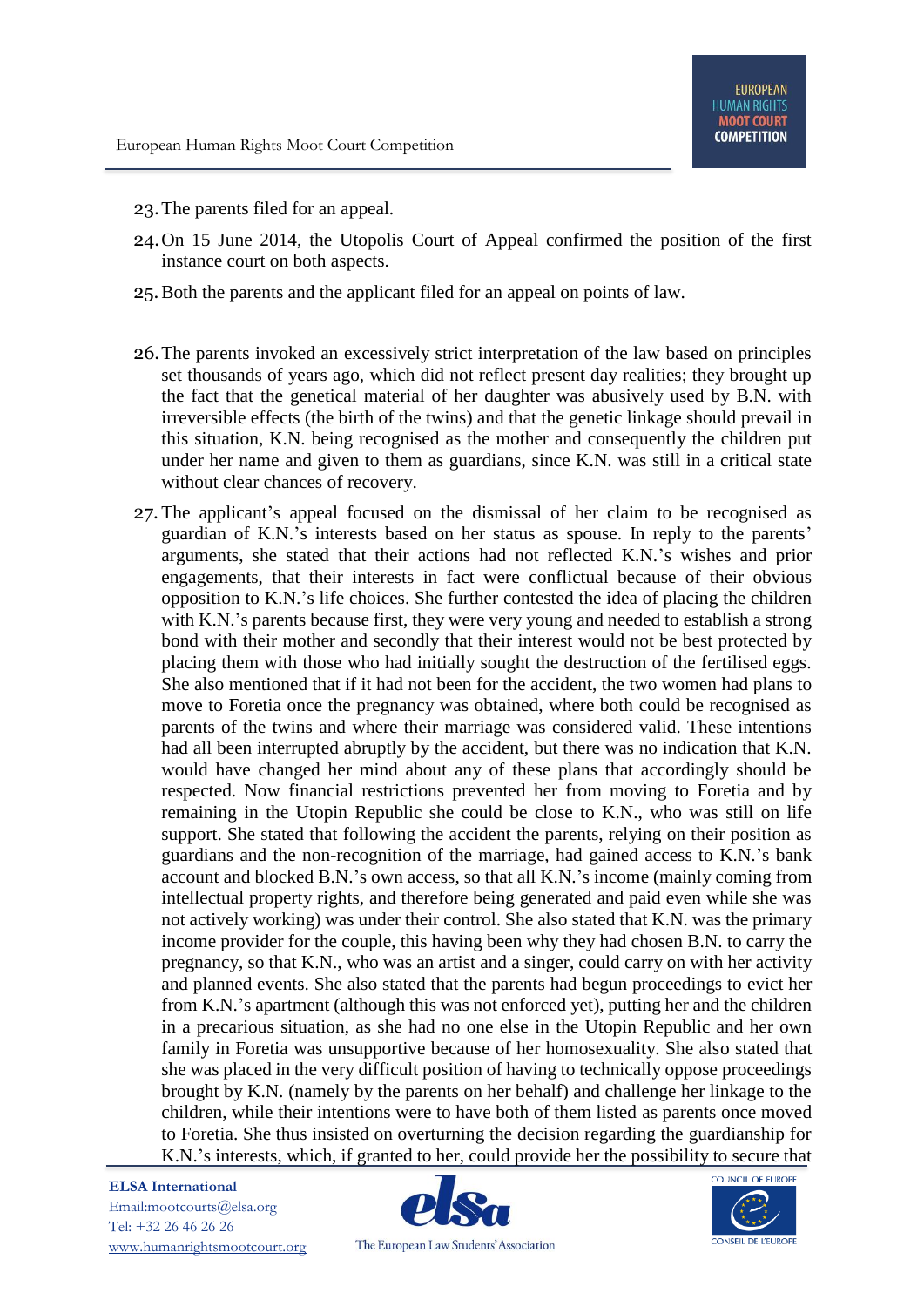23. The parents filed for an appeal.

24. On 15 June 2014, the Utopolis Court of Appeal confirmed the position of the first instance court on both aspects.

25. Both the parents and the applicant filed for an appeal on points of law.

26. The parents invoked an excessively strict interpretation of the law based on principles set thousands of years ago, which did not reflect present day realities; they brought up the fact that the genetical material of her daughter was abusively used by B.N. with irreversible effects (the birth of the twins) and that the genetic linkage should prevail in this situation, K.N. being recognised as the mother and consequently the children put under her name and given to them as guardians, since K.N. was still in a critical state without clear chances of recovery.

27. The applicant's appeal focused on the dismissal of her claim to be recognised as guardian of K.N.'s interests based on her status as spouse. In reply to the parents' arguments, she stated that their actions had not reflected K.N.'s wishes and prior engagements, that their interests in fact were conflictual because of their obvious opposition to K.N.'s life choices. She further contested the idea of placing the children with K.N.'s parents because first, they were very young and needed to establish a strong bond with their mother and secondly that their interest would not be best protected by placing them with those who had initially sought the destruction of the fertilised eggs. She also mentioned that if it had not been for the accident, the two women had plans to move to Foretia once the pregnancy was obtained, where both could be recognised as parents of the twins and where their marriage was considered valid. These intentions had all been interrupted abruptly by the accident, but there was no indication that K.N. would have changed her mind about any of these plans that accordingly should be respected. Now financial restrictions prevented her from moving to Foretia and by remaining in the Utopin Republic she could be close to K.N., who was still on life support. She stated that following the accident the parents, relying on their position as guardians and the non-recognition of the marriage, had gained access to K.N.'s bank account and blocked B.N.'s own access, so that all K.N.'s income (mainly coming from intellectual property rights, and therefore being generated and paid even while she was not actively working) was under their control. She also stated that K.N. was the primary income provider for the couple, this having been why they had chosen B.N. to carry the pregnancy, so that K.N., who was an artist and a singer, could carry on with her activity and planned events. She also stated that the parents had begun proceedings to evict her from K.N.'s apartment (although this was not enforced yet), putting her and the children in a precarious situation, as she had no one else in the Utopin Republic and her own family in Foretia was unsupportive because of her homosexuality. She also stated that she was placed in the very difficult position of having to technically oppose proceedings brought by K.N. (namely by the parents on her behalf) and challenge her linkage to the children, while their intentions were to have both of them listed as parents once moved to Foretia. She thus insisted on overturning the decision regarding the guardianship for K.N.'s interests, which, if granted to her, could provide her the possibility to secure that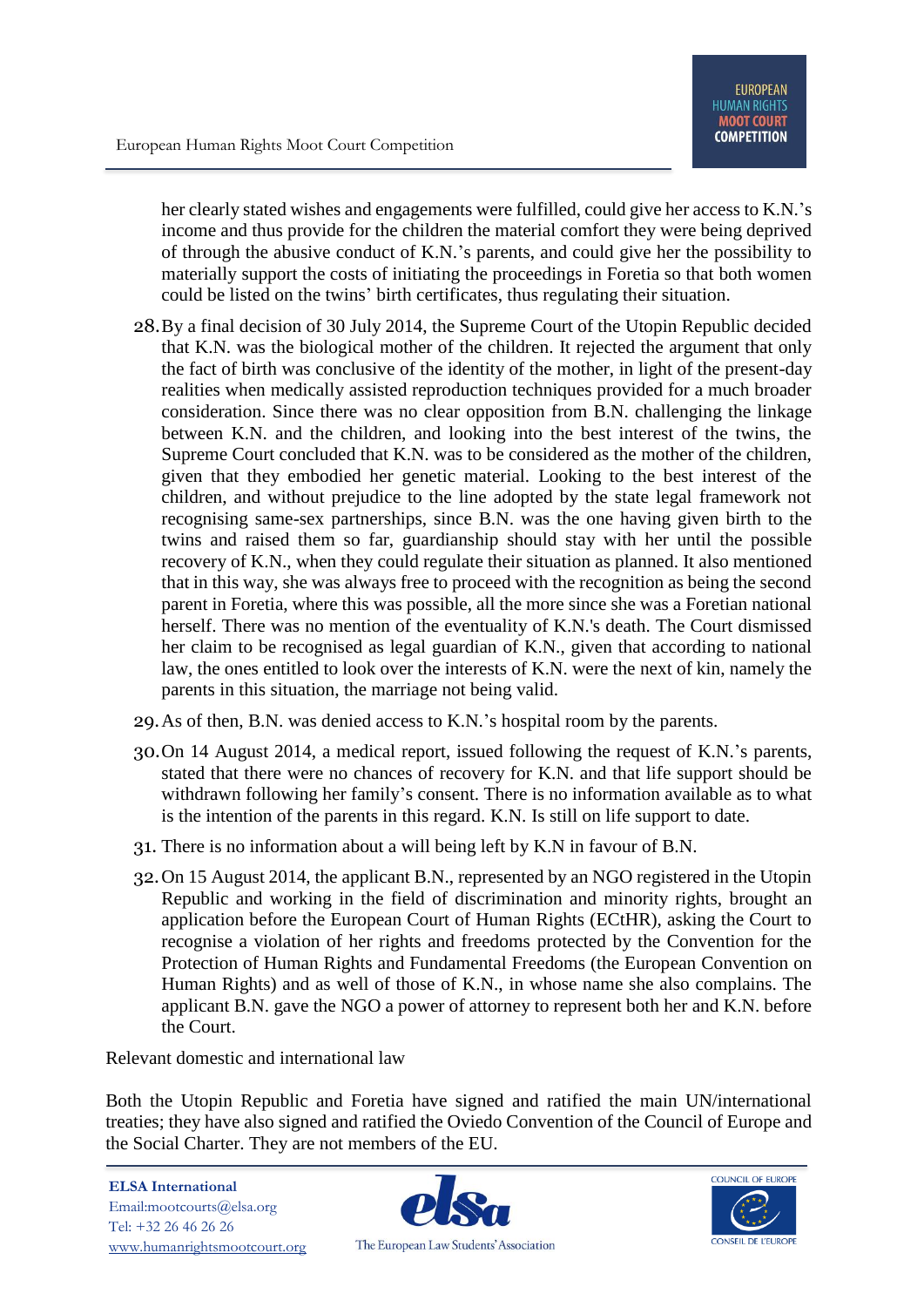her clearly stated wishes and engagements were fulfilled, could give her access to K.N.'s income and thus provide for the children the material comfort they were being deprived of through the abusive conduct of K.N.'s parents, and could give her the possibility to materially support the costs of initiating the proceedings in Foretia so that both women could be listed on the twins' birth certificates, thus regulating their situation.

28. By a final decision of 30 July 2014, the Supreme Court of the Utopin Republic decided that K.N. was the biological mother of the children. It rejected the argument that only the fact of birth was conclusive of the identity of the mother, in light of the present-day realities when medically assisted reproduction techniques provided for a much broader consideration. Since there was no clear opposition from B.N. challenging the linkage between K.N. and the children, and looking into the best interest of the twins, the Supreme Court concluded that K.N. was to be considered as the mother of the children, given that they embodied her genetic material. Looking to the best interest of the children, and without prejudice to the line adopted by the state legal framework not recognising same-sex partnerships, since B.N. was the one having given birth to the twins and raised them so far, guardianship should stay with her until the possible recovery of K.N., when they could regulate their situation as planned. It also mentioned that in this way, she was always free to proceed with the recognition as being the second parent in Foretia, where this was possible, all the more since she was a Foretian national herself. There was no mention of the eventuality of K.N.'s death. The Court dismissed her claim to be recognised as legal guardian of K.N., given that according to national law, the ones entitled to look over the interests of K.N. were the next of kin, namely the parents in this situation, the marriage not being valid.

29. As of then, B.N. was denied access to K.N.'s hospital room by the parents.

30. On 14 August 2014, a medical report, issued following the request of K.N.'s parents, stated that there were no chances of recovery for K.N. and that life support should be withdrawn following her family's consent. There is no information available as to what is the intention of the parents in this regard. K.N. Is still on life support to date.

31. There is no information about a will being left by K.N in favour of B.N.

32. On 15 August 2014, the applicant B.N., represented by an NGO registered in the Utopin Republic and working in the field of discrimination and minority rights, brought an application before the European Court of Human Rights (ECtHR), asking the Court to recognise a violation of her rights and freedoms protected by the Convention for the Protection of Human Rights and Fundamental Freedoms (the European Convention on Human Rights) and as well of those of K.N., in whose name she also complains. The applicant B.N. gave the NGO a power of attorney to represent both her and K.N. before the Court.

Relevant domestic and international law

Both the Utopin Republic and Foretia have signed and ratified the main UN/international treaties; they have also signed and ratified the Oviedo Convention of the Council of Europe and the Social Charter. They are not members of the EU.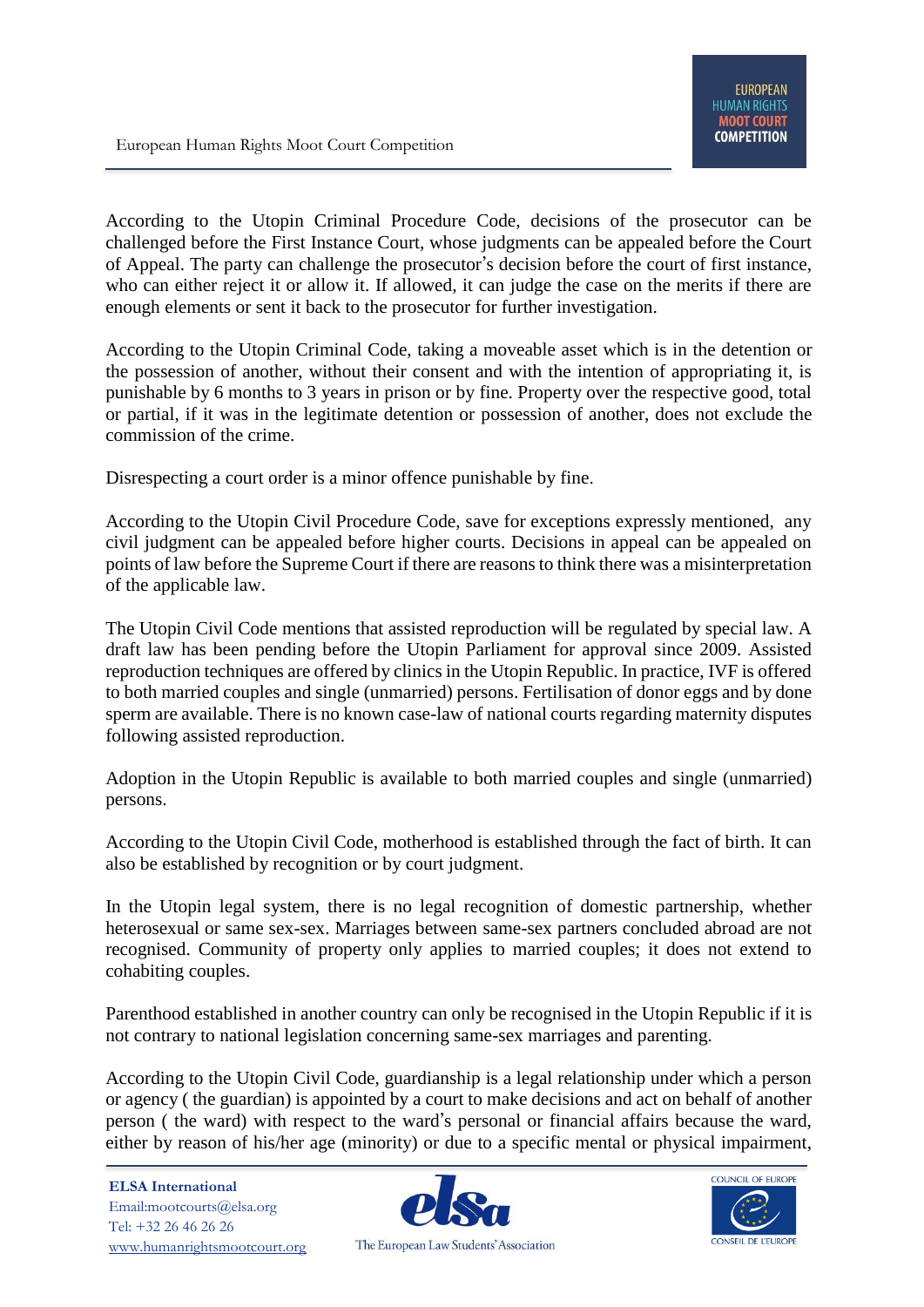According to the Utopin Criminal Procedure Code, decisions of the prosecutor can be challenged before the First Instance Court, whose judgments can be appealed before the Court of Appeal. The party can challenge the prosecutor's decision before the court of first instance, who can either reject it or allow it. If allowed, it can judge the case on the merits if there are enough elements or sent it back to the prosecutor for further investigation.

According to the Utopin Criminal Code, taking a moveable asset which is in the detention or the possession of another, without their consent and with the intention of appropriating it, is punishable by 6 months to 3 years in prison or by fine. Property over the respective good, total or partial, if it was in the legitimate detention or possession of another, does not exclude the commission of the crime.

Disrespecting a court order is a minor offence punishable by fine.

According to the Utopin Civil Procedure Code, save for exceptions expressly mentioned, any civil judgment can be appealed before higher courts. Decisions in appeal can be appealed on points of law before the Supreme Court if there are reasons to think there was a misinterpretation of the applicable law.

The Utopin Civil Code mentions that assisted reproduction will be regulated by special law. A draft law has been pending before the Utopin Parliament for approval since 2009. Assisted reproduction techniques are offered by clinics in the Utopin Republic. In practice, IVF is offered to both married couples and single (unmarried) persons. Fertilisation of donor eggs and by done sperm are available. There is no known case-law of national courts regarding maternity disputes following assisted reproduction.

Adoption in the Utopin Republic is available to both married couples and single (unmarried) persons.

According to the Utopin Civil Code, motherhood is established through the fact of birth. It can also be established by recognition or by court judgment.

In the Utopin legal system, there is no legal recognition of domestic partnership, whether heterosexual or same sex-sex. Marriages between same-sex partners concluded abroad are not recognised. Community of property only applies to married couples; it does not extend to cohabiting couples.

Parenthood established in another country can only be recognised in the Utopin Republic if it is not contrary to national legislation concerning same-sex marriages and parenting.

According to the Utopin Civil Code, guardianship is a legal relationship under which a person or agency ( the guardian) is appointed by a court to make decisions and act on behalf of another person ( the ward) with respect to the ward's personal or financial affairs because the ward, either by reason of his/her age (minority) or due to a specific mental or physical impairment,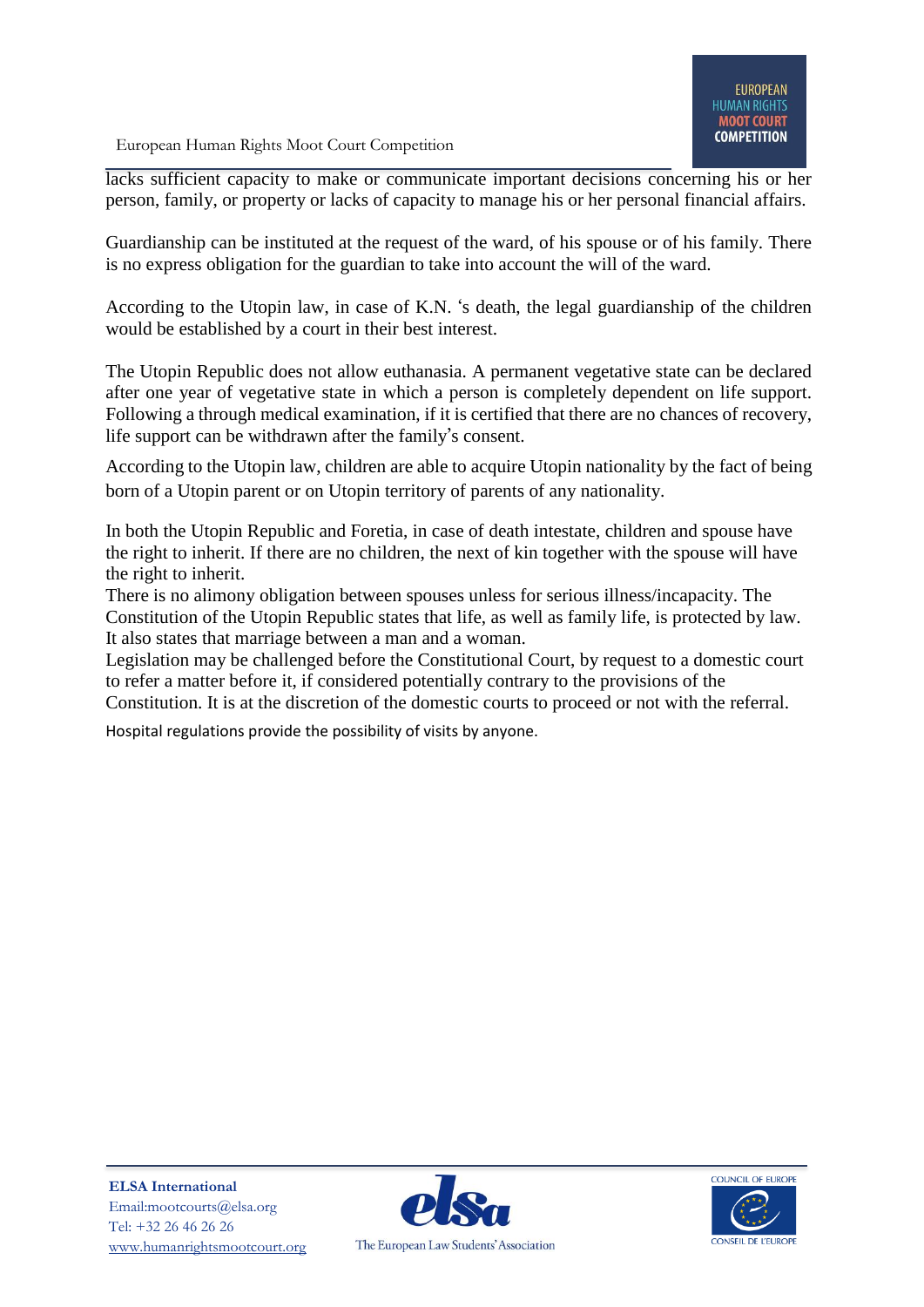lacks sufficient capacity to make or communicate important decisions concerning his or her person, family, or property or lacks of capacity to manage his or her personal financial affairs.

Guardianship can be instituted at the request of the ward, of his spouse or of his family. There is no express obligation for the guardian to take into account the will of the ward.

According to the Utopin law, in case of K.N. 's death, the legal guardianship of the children would be established by a court in their best interest.

The Utopin Republic does not allow euthanasia. A permanent vegetative state can be declared after one year of vegetative state in which a person is completely dependent on life support. Following a through medical examination, if it is certified that there are no chances of recovery, life support can be withdrawn after the family's consent.

According to the Utopin law, children are able to acquire Utopin nationality by the fact of being born of a Utopin parent or on Utopin territory of parents of any nationality.

In both the Utopin Republic and Foretia, in case of death intestate, children and spouse have the right to inherit. If there are no children, the next of kin together with the spouse will have the right to inherit.
There is no alimony obligation between spouses unless for serious illness/incapacity. The Constitution of the Utopin Republic states that life, as well as family life, is protected by law. It also states that marriage between a man and a woman.
Legislation may be challenged before the Constitutional Court, by request to a domestic court to refer a matter before it, if considered potentially contrary to the provisions of the Constitution. It is at the discretion of the domestic courts to proceed or not with the referral.

Hospital regulations provide the possibility of visits by anyone.